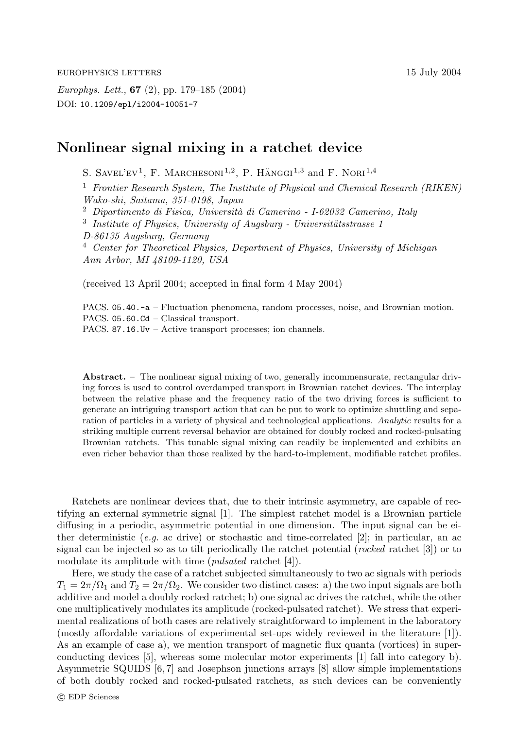EUROPHYSICS LETTERS 15 July 2004

*Europhys. Lett.*, **67** (2), pp. 179–185 (2004)
DOI: 10.1209/epl/i2004-10051-7

# Nonlinear signal mixing in a ratchet device

S. Savel'ev[1], F. Marchesoni[1,2], P. Hänggi[1,3] and F. Nori[1,4]

[1] *Frontier Research System, The Institute of Physical and Chemical Research (RIKEN) Wako-shi, Saitama, 351-0198, Japan*
[2] *Dipartimento di Fisica, Università di Camerino - I-62032 Camerino, Italy*
[3] *Institute of Physics, University of Augsburg - Universitätsstrasse 1 D-86135 Augsburg, Germany*
[4] *Center for Theoretical Physics, Department of Physics, University of Michigan Ann Arbor, MI 48109-1120, USA*

(received 13 April 2004; accepted in final form 4 May 2004)

PACS. 05.40.-a – Fluctuation phenomena, random processes, noise, and Brownian motion.
PACS. 05.60.Cd – Classical transport.
PACS. 87.16.Uv – Active transport processes; ion channels.

**Abstract.** – The nonlinear signal mixing of two, generally incommensurate, rectangular driving forces is used to control overdamped transport in Brownian ratchet devices. The interplay between the relative phase and the frequency ratio of the two driving forces is sufficient to generate an intriguing transport action that can be put to work to optimize shuttling and separation of particles in a variety of physical and technological applications. *Analytic* results for a striking multiple current reversal behavior are obtained for doubly rocked and rocked-pulsating Brownian ratchets. This tunable signal mixing can readily be implemented and exhibits an even richer behavior than those realized by the hard-to-implement, modifiable ratchet profiles.

Ratchets are nonlinear devices that, due to their intrinsic asymmetry, are capable of rectifying an external symmetric signal [1]. The simplest ratchet model is a Brownian particle diffusing in a periodic, asymmetric potential in one dimension. The input signal can be either deterministic (*e.g.* ac drive) or stochastic and time-correlated [2]; in particular, an ac signal can be injected so as to tilt periodically the ratchet potential (*rocked* ratchet [3]) or to modulate its amplitude with time (*pulsated* ratchet [4]).

Here, we study the case of a ratchet subjected simultaneously to two ac signals with periods $T_1 = 2\pi/\Omega_1$ and $T_2 = 2\pi/\Omega_2$. We consider two distinct cases: a) the two input signals are both additive and model a doubly rocked ratchet; b) one signal ac drives the ratchet, while the other one multiplicatively modulates its amplitude (rocked-pulsated ratchet). We stress that experimental realizations of both cases are relatively straightforward to implement in the laboratory (mostly affordable variations of experimental set-ups widely reviewed in the literature [1]). As an example of case a), we mention transport of magnetic flux quanta (vortices) in superconducting devices [5], whereas some molecular motor experiments [1] fall into category b). Asymmetric SQUIDS [6,7] and Josephson junctions arrays [8] allow simple implementations of both doubly rocked and rocked-pulsated ratchets, as such devices can be conveniently

© EDP Sciences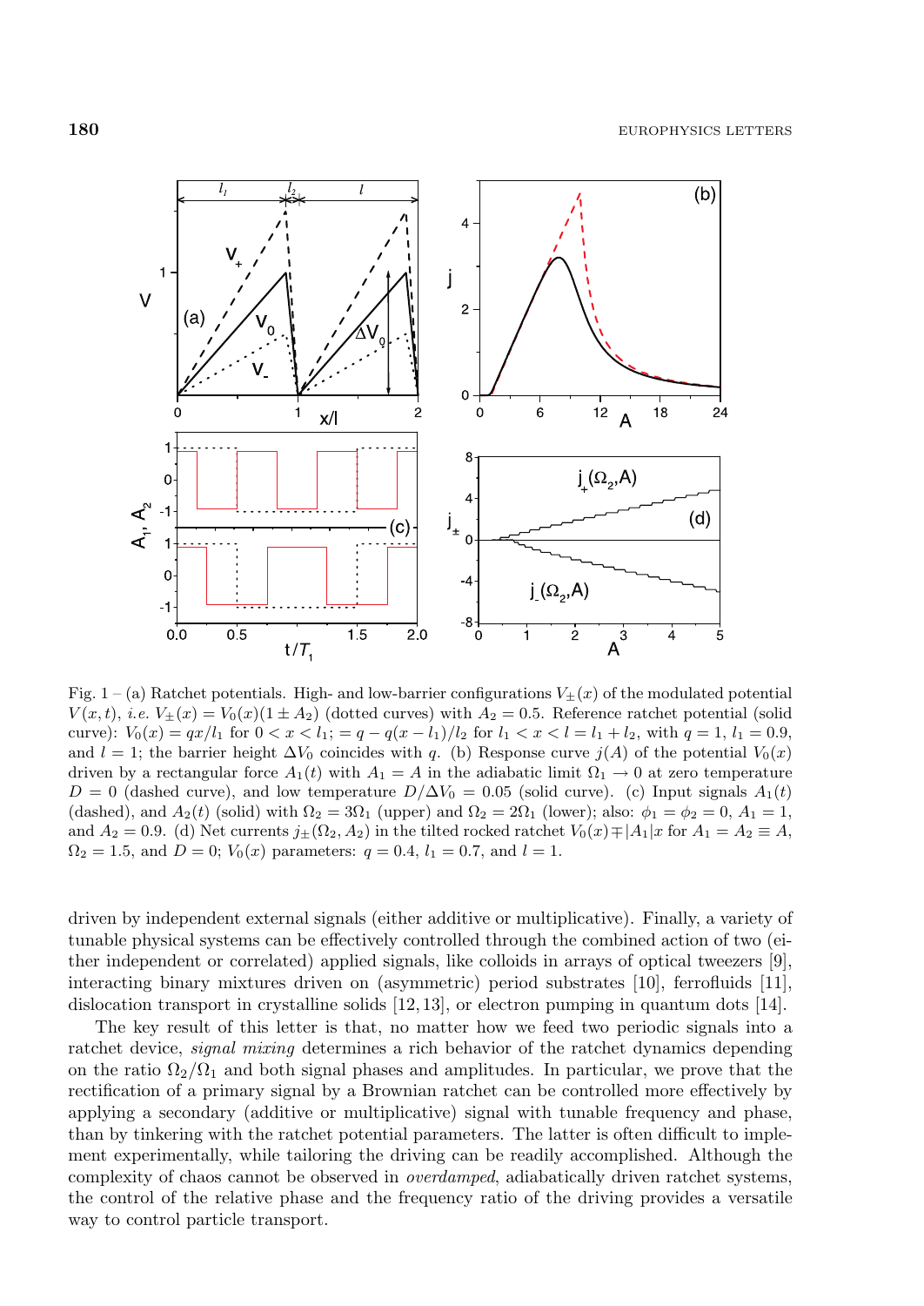Fig. 1 – (a) Ratchet potentials. High- and low-barrier configurations $V_{\pm}(x)$ of the modulated potential $V(x,t)$, *i.e.* $V_{\pm}(x) = V_0(x)(1 \pm A_2)$ (dotted curves) with $A_2 = 0.5$. Reference ratchet potential (solid curve): $V_0(x) = qx/l_1$ for $0 < x < l_1$; $= q - q(x - l_1)/l_2$ for $l_1 < x < l = l_1 + l_2$, with $q = 1$, $l_1 = 0.9$, and $l = 1$; the barrier height $\Delta V_0$ coincides with $q$. (b) Response curve $j(A)$ of the potential $V_0(x)$ driven by a rectangular force $A_1(t)$ with $A_1 = A$ in the adiabatic limit $\Omega_1 \to 0$ at zero temperature $D = 0$ (dashed curve), and low temperature $D/\Delta V_0 = 0.05$ (solid curve). (c) Input signals $A_1(t)$ (dashed), and $A_2(t)$ (solid) with $\Omega_2 = 3\Omega_1$ (upper) and $\Omega_2 = 2\Omega_1$ (lower); also: $\phi_1 = \phi_2 = 0$, $A_1 = 1$, and $A_2 = 0.9$. (d) Net currents $j_{\pm}(\Omega_2, A_2)$ in the tilted rocked ratchet $V_0(x) \mp |A_1|x$ for $A_1 = A_2 \equiv A$, $\Omega_2 = 1.5$, and $D = 0$; $V_0(x)$ parameters: $q = 0.4$, $l_1 = 0.7$, and $l = 1$.

driven by independent external signals (either additive or multiplicative). Finally, a variety of tunable physical systems can be effectively controlled through the combined action of two (either independent or correlated) applied signals, like colloids in arrays of optical tweezers [9], interacting binary mixtures driven on (asymmetric) period substrates [10], ferrofluids [11], dislocation transport in crystalline solids [12,13], or electron pumping in quantum dots [14].

The key result of this letter is that, no matter how we feed two periodic signals into a ratchet device, *signal mixing* determines a rich behavior of the ratchet dynamics depending on the ratio $\Omega_2/\Omega_1$ and both signal phases and amplitudes. In particular, we prove that the rectification of a primary signal by a Brownian ratchet can be controlled more effectively by applying a secondary (additive or multiplicative) signal with tunable frequency and phase, than by tinkering with the ratchet potential parameters. The latter is often difficult to implement experimentally, while tailoring the driving can be readily accomplished. Although the complexity of chaos cannot be observed in *overdamped*, adiabatically driven ratchet systems, the control of the relative phase and the frequency ratio of the driving provides a versatile way to control particle transport.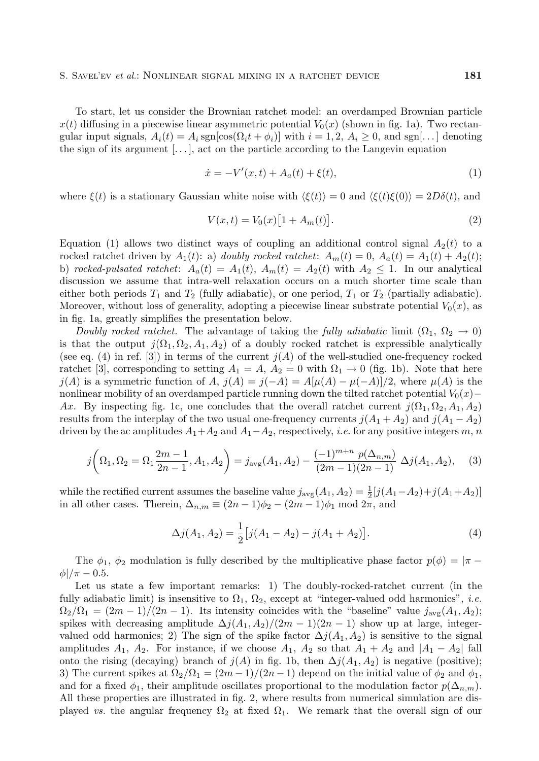To start, let us consider the Brownian ratchet model: an overdamped Brownian particle $x(t)$ diffusing in a piecewise linear asymmetric potential $V_0(x)$ (shown in fig. 1a). Two rectangular input signals, $A_i(t) = A_i \operatorname{sgn}[\cos(\Omega_i t + \phi_i)]$ with $i = 1, 2$, $A_i \geq 0$, and sgn[...] denoting the sign of its argument [...], act on the particle according to the Langevin equation

$$\dot{x} = -V'(x,t) + A_a(t) + \xi(t), \tag{1}$$

where $\xi(t)$ is a stationary Gaussian white noise with $\langle \xi(t) \rangle = 0$ and $\langle \xi(t)\xi(0) \rangle = 2D\delta(t)$, and

$$V(x,t) = V_0(x)\big[1 + A_m(t)\big]. \tag{2}$$

Equation (1) allows two distinct ways of coupling an additional control signal $A_2(t)$ to a rocked ratchet driven by $A_1(t)$: a) *doubly rocked ratchet*: $A_m(t) = 0$, $A_a(t) = A_1(t) + A_2(t)$; b) *rocked-pulsated ratchet*: $A_a(t) = A_1(t)$, $A_m(t) = A_2(t)$ with $A_2 \leq 1$. In our analytical discussion we assume that intra-well relaxation occurs on a much shorter time scale than either both periods $T_1$ and $T_2$ (fully adiabatic), or one period, $T_1$ or $T_2$ (partially adiabatic). Moreover, without loss of generality, adopting a piecewise linear substrate potential $V_0(x)$, as in fig. 1a, greatly simplifies the presentation below.

*Doubly rocked ratchet.* The advantage of taking the *fully adiabatic* limit ($\Omega_1$, $\Omega_2 \to 0$) is that the output $j(\Omega_1, \Omega_2, A_1, A_2)$ of a doubly rocked ratchet is expressible analytically (see eq. (4) in ref. [3]) in terms of the current $j(A)$ of the well-studied one-frequency rocked ratchet [3], corresponding to setting $A_1 = A$, $A_2 = 0$ with $\Omega_1 \to 0$ (fig. 1b). Note that here $j(A)$ is a symmetric function of $A$, $j(A) = j(-A) = A[\mu(A) - \mu(-A)]/2$, where $\mu(A)$ is the nonlinear mobility of an overdamped particle running down the tilted ratchet potential $V_0(x) - Ax$. By inspecting fig. 1c, one concludes that the overall ratchet current $j(\Omega_1, \Omega_2, A_1, A_2)$ results from the interplay of the two usual one-frequency currents $j(A_1 + A_2)$ and $j(A_1 - A_2)$ driven by the ac amplitudes $A_1 + A_2$ and $A_1 - A_2$, respectively, *i.e.* for any positive integers $m$, $n$

$$j\bigg(\Omega_1, \Omega_2 = \Omega_1 \frac{2m-1}{2n-1}, A_1, A_2\bigg) = j_{\text{avg}}(A_1, A_2) - \frac{(-1)^{m+n}\, p(\Delta_{n,m})}{(2m-1)(2n-1)}\, \Delta j(A_1, A_2), \tag{3}$$

while the rectified current assumes the baseline value $j_{\text{avg}}(A_1, A_2) = \frac{1}{2}[j(A_1 - A_2) + j(A_1 + A_2)]$ in all other cases. Therein, $\Delta_{n,m} \equiv (2n-1)\phi_2 - (2m-1)\phi_1 \bmod 2\pi$, and

$$\Delta j(A_1, A_2) = \frac{1}{2}\big[j(A_1 - A_2) - j(A_1 + A_2)\big]. \tag{4}$$

The $\phi_1$, $\phi_2$ modulation is fully described by the multiplicative phase factor $p(\phi) = |\pi - \phi|/\pi - 0.5$.

Let us state a few important remarks: 1) The doubly-rocked-ratchet current (in the fully adiabatic limit) is insensitive to $\Omega_1$, $\Omega_2$, except at "integer-valued odd harmonics", *i.e.* $\Omega_2/\Omega_1 = (2m-1)/(2n-1)$. Its intensity coincides with the "baseline" value $j_{\text{avg}}(A_1, A_2)$; spikes with decreasing amplitude $\Delta j(A_1, A_2)/(2m-1)(2n-1)$ show up at large, integer-valued odd harmonics; 2) The sign of the spike factor $\Delta j(A_1, A_2)$ is sensitive to the signal amplitudes $A_1$, $A_2$. For instance, if we choose $A_1$, $A_2$ so that $A_1 + A_2$ and $|A_1 - A_2|$ fall onto the rising (decaying) branch of $j(A)$ in fig. 1b, then $\Delta j(A_1, A_2)$ is negative (positive); 3) The current spikes at $\Omega_2/\Omega_1 = (2m-1)/(2n-1)$ depend on the initial value of $\phi_2$ and $\phi_1$, and for a fixed $\phi_1$, their amplitude oscillates proportional to the modulation factor $p(\Delta_{n,m})$. All these properties are illustrated in fig. 2, where results from numerical simulation are displayed *vs.* the angular frequency $\Omega_2$ at fixed $\Omega_1$. We remark that the overall sign of our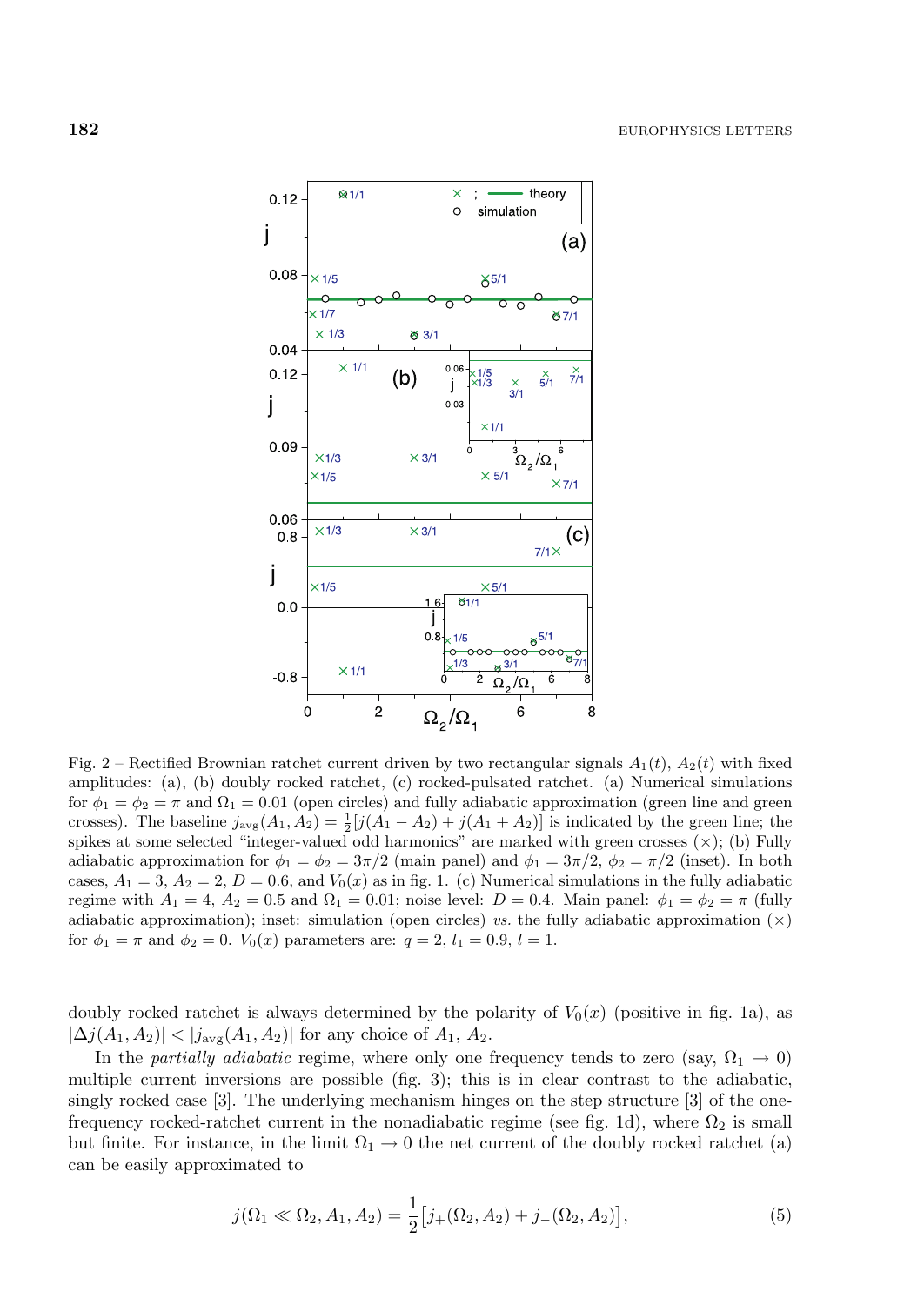Fig. 2 – Rectified Brownian ratchet current driven by two rectangular signals $A_1(t)$, $A_2(t)$ with fixed amplitudes: (a), (b) doubly rocked ratchet, (c) rocked-pulsated ratchet. (a) Numerical simulations for $\phi_1 = \phi_2 = \pi$ and $\Omega_1 = 0.01$ (open circles) and fully adiabatic approximation (green line and green crosses). The baseline $j_{\rm avg}(A_1, A_2) = \frac{1}{2}[j(A_1 - A_2) + j(A_1 + A_2)]$ is indicated by the green line; the spikes at some selected "integer-valued odd harmonics" are marked with green crosses (×); (b) Fully adiabatic approximation for $\phi_1 = \phi_2 = 3\pi/2$ (main panel) and $\phi_1 = 3\pi/2$, $\phi_2 = \pi/2$ (inset). In both cases, $A_1 = 3$, $A_2 = 2$, $D = 0.6$, and $V_0(x)$ as in fig. 1. (c) Numerical simulations in the fully adiabatic regime with $A_1 = 4$, $A_2 = 0.5$ and $\Omega_1 = 0.01$; noise level: $D = 0.4$. Main panel: $\phi_1 = \phi_2 = \pi$ (fully adiabatic approximation); inset: simulation (open circles) *vs.* the fully adiabatic approximation (×) for $\phi_1 = \pi$ and $\phi_2 = 0$. $V_0(x)$ parameters are: $q = 2$, $l_1 = 0.9$, $l = 1$.

doubly rocked ratchet is always determined by the polarity of $V_0(x)$ (positive in fig. 1a), as $|\Delta j(A_1, A_2)| < |j_{\rm avg}(A_1, A_2)|$ for any choice of $A_1$, $A_2$.

In the *partially adiabatic* regime, where only one frequency tends to zero (say, $\Omega_1 \to 0$) multiple current inversions are possible (fig. 3); this is in clear contrast to the adiabatic, singly rocked case [3]. The underlying mechanism hinges on the step structure [3] of the one-frequency rocked-ratchet current in the nonadiabatic regime (see fig. 1d), where $\Omega_2$ is small but finite. For instance, in the limit $\Omega_1 \to 0$ the net current of the doubly rocked ratchet (a) can be easily approximated to

$$j(\Omega_1 \ll \Omega_2, A_1, A_2) = \frac{1}{2}\big[j_+(\Omega_2, A_2) + j_-(\Omega_2, A_2)\big], \tag{5}$$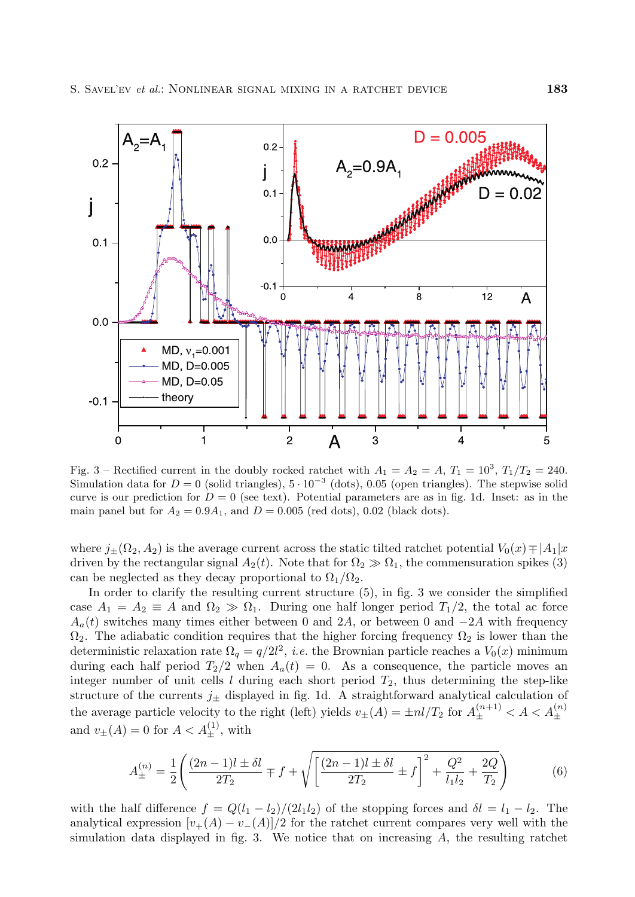Fig. 3 – Rectified current in the doubly rocked ratchet with $A_1 = A_2 = A$, $T_1 = 10^3$, $T_1/T_2 = 240$. Simulation data for $D = 0$ (solid triangles), $5 \cdot 10^{-3}$ (dots), 0.05 (open triangles). The stepwise solid curve is our prediction for $D = 0$ (see text). Potential parameters are as in fig. 1d. Inset: as in the main panel but for $A_2 = 0.9A_1$, and $D = 0.005$ (red dots), 0.02 (black dots).

where $j_\pm(\Omega_2, A_2)$ is the average current across the static tilted ratchet potential $V_0(x) \mp |A_1|x$ driven by the rectangular signal $A_2(t)$. Note that for $\Omega_2 \gg \Omega_1$, the commensuration spikes (3) can be neglected as they decay proportional to $\Omega_1/\Omega_2$.

In order to clarify the resulting current structure (5), in fig. 3 we consider the simplified case $A_1 = A_2 \equiv A$ and $\Omega_2 \gg \Omega_1$. During one half longer period $T_1/2$, the total ac force $A_a(t)$ switches many times either between 0 and $2A$, or between 0 and $-2A$ with frequency $\Omega_2$. The adiabatic condition requires that the higher forcing frequency $\Omega_2$ is lower than the deterministic relaxation rate $\Omega_q = q/2l^2$, *i.e.* the Brownian particle reaches a $V_0(x)$ minimum during each half period $T_2/2$ when $A_a(t) = 0$. As a consequence, the particle moves an integer number of unit cells $l$ during each short period $T_2$, thus determining the step-like structure of the currents $j_\pm$ displayed in fig. 1d. A straightforward analytical calculation of the average particle velocity to the right (left) yields $v_\pm(A) = \pm nl/T_2$ for $A_\pm^{(n+1)} < A < A_\pm^{(n)}$ and $v_\pm(A) = 0$ for $A < A_\pm^{(1)}$, with

$$A_\pm^{(n)} = \frac{1}{2}\left(\frac{(2n-1)l \pm \delta l}{2T_2} \mp f + \sqrt{\left[\frac{(2n-1)l \pm \delta l}{2T_2} \pm f\right]^2 + \frac{Q^2}{l_1 l_2} + \frac{2Q}{T_2}}\right) \tag{6}$$

with the half difference $f = Q(l_1 - l_2)/(2l_1 l_2)$ of the stopping forces and $\delta l = l_1 - l_2$. The analytical expression $[v_+(A) - v_-(A)]/2$ for the ratchet current compares very well with the simulation data displayed in fig. 3. We notice that on increasing $A$, the resulting ratchet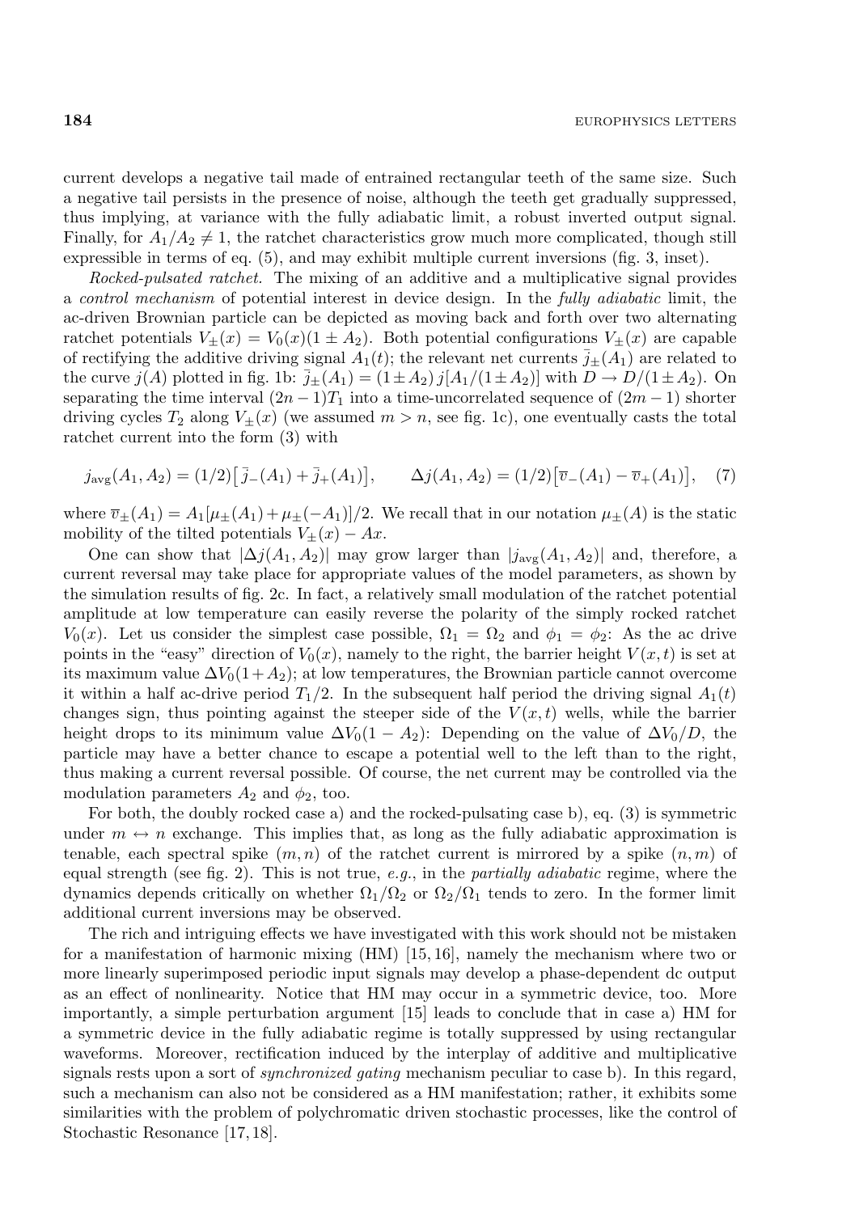current develops a negative tail made of entrained rectangular teeth of the same size. Such a negative tail persists in the presence of noise, although the teeth get gradually suppressed, thus implying, at variance with the fully adiabatic limit, a robust inverted output signal. Finally, for $A_1/A_2 \neq 1$, the ratchet characteristics grow much more complicated, though still expressible in terms of eq. (5), and may exhibit multiple current inversions (fig. 3, inset).

*Rocked-pulsated ratchet.* The mixing of an additive and a multiplicative signal provides a *control mechanism* of potential interest in device design. In the *fully adiabatic* limit, the ac-driven Brownian particle can be depicted as moving back and forth over two alternating ratchet potentials $V_\pm(x) = V_0(x)(1 \pm A_2)$. Both potential configurations $V_\pm(x)$ are capable of rectifying the additive driving signal $A_1(t)$; the relevant net currents $\bar{j}_\pm(A_1)$ are related to the curve $j(A)$ plotted in fig. 1b: $\bar{j}_\pm(A_1) = (1 \pm A_2)\, j[A_1/(1 \pm A_2)]$ with $D \to D/(1 \pm A_2)$. On separating the time interval $(2n-1)T_1$ into a time-uncorrelated sequence of $(2m-1)$ shorter driving cycles $T_2$ along $V_\pm(x)$ (we assumed $m > n$, see fig. 1c), one eventually casts the total ratchet current into the form (3) with

$$j_{\rm avg}(A_1, A_2) = (1/2)\big[\bar{j}_-(A_1) + \bar{j}_+(A_1)\big], \qquad \Delta j(A_1, A_2) = (1/2)\big[\overline{v}_-(A_1) - \overline{v}_+(A_1)\big], \quad (7)$$

where $\overline{v}_\pm(A_1) = A_1[\mu_\pm(A_1) + \mu_\pm(-A_1)]/2$. We recall that in our notation $\mu_\pm(A)$ is the static mobility of the tilted potentials $V_\pm(x) - Ax$.

One can show that $|\Delta j(A_1, A_2)|$ may grow larger than $|j_{\rm avg}(A_1, A_2)|$ and, therefore, a current reversal may take place for appropriate values of the model parameters, as shown by the simulation results of fig. 2c. In fact, a relatively small modulation of the ratchet potential amplitude at low temperature can easily reverse the polarity of the simply rocked ratchet $V_0(x)$. Let us consider the simplest case possible, $\Omega_1 = \Omega_2$ and $\phi_1 = \phi_2$: As the ac drive points in the "easy" direction of $V_0(x)$, namely to the right, the barrier height $V(x,t)$ is set at its maximum value $\Delta V_0(1 + A_2)$; at low temperatures, the Brownian particle cannot overcome it within a half ac-drive period $T_1/2$. In the subsequent half period the driving signal $A_1(t)$ changes sign, thus pointing against the steeper side of the $V(x,t)$ wells, while the barrier height drops to its minimum value $\Delta V_0(1 - A_2)$: Depending on the value of $\Delta V_0/D$, the particle may have a better chance to escape a potential well to the left than to the right, thus making a current reversal possible. Of course, the net current may be controlled via the modulation parameters $A_2$ and $\phi_2$, too.

For both, the doubly rocked case a) and the rocked-pulsating case b), eq. (3) is symmetric under $m \leftrightarrow n$ exchange. This implies that, as long as the fully adiabatic approximation is tenable, each spectral spike $(m,n)$ of the ratchet current is mirrored by a spike $(n,m)$ of equal strength (see fig. 2). This is not true, *e.g.*, in the *partially adiabatic* regime, where the dynamics depends critically on whether $\Omega_1/\Omega_2$ or $\Omega_2/\Omega_1$ tends to zero. In the former limit additional current inversions may be observed.

The rich and intriguing effects we have investigated with this work should not be mistaken for a manifestation of harmonic mixing (HM) [15, 16], namely the mechanism where two or more linearly superimposed periodic input signals may develop a phase-dependent dc output as an effect of nonlinearity. Notice that HM may occur in a symmetric device, too. More importantly, a simple perturbation argument [15] leads to conclude that in case a) HM for a symmetric device in the fully adiabatic regime is totally suppressed by using rectangular waveforms. Moreover, rectification induced by the interplay of additive and multiplicative signals rests upon a sort of *synchronized gating* mechanism peculiar to case b). In this regard, such a mechanism can also not be considered as a HM manifestation; rather, it exhibits some similarities with the problem of polychromatic driven stochastic processes, like the control of Stochastic Resonance [17, 18].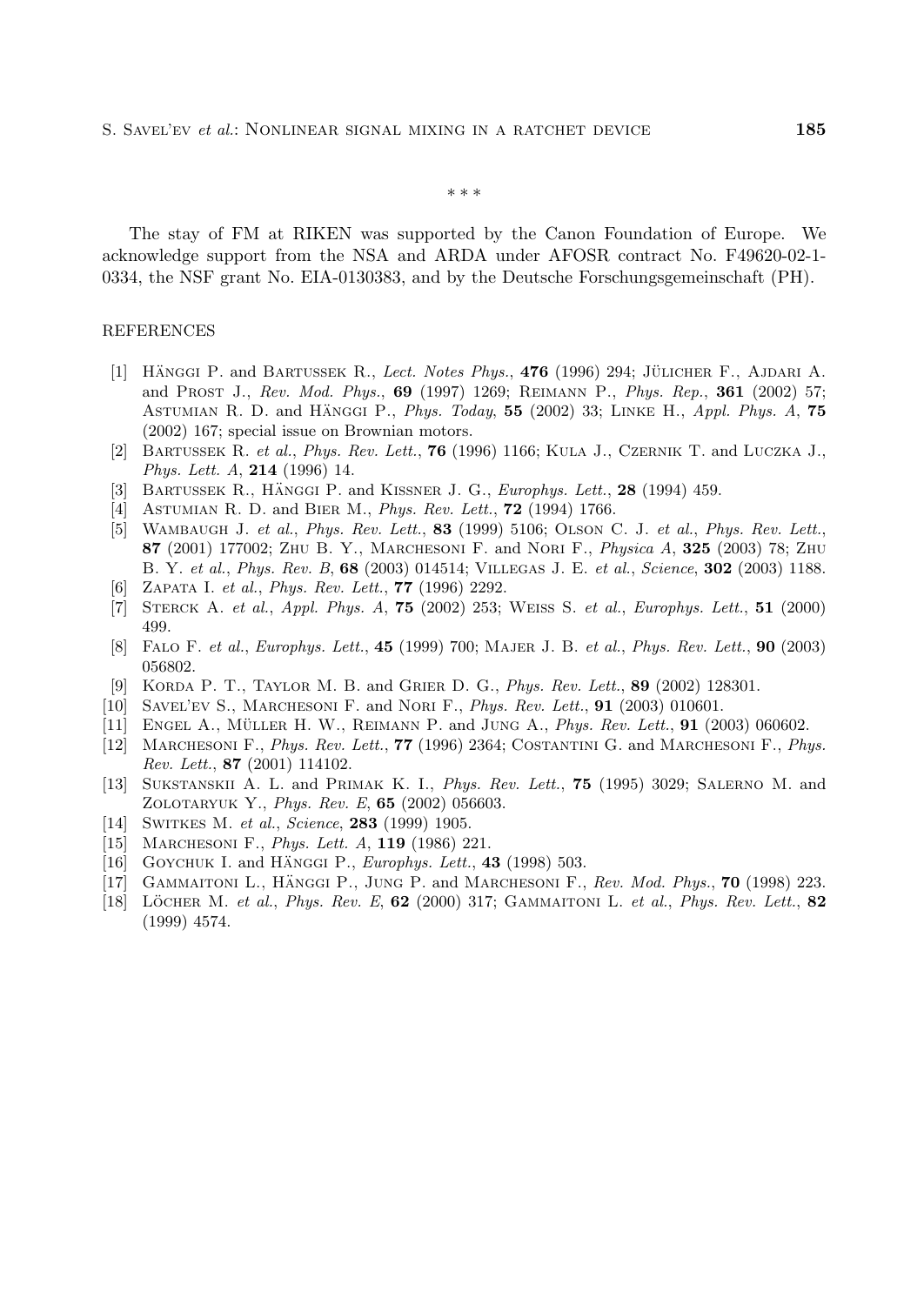\* \* \*

The stay of FM at RIKEN was supported by the Canon Foundation of Europe. We acknowledge support from the NSA and ARDA under AFOSR contract No. F49620-02-1-0334, the NSF grant No. EIA-0130383, and by the Deutsche Forschungsgemeinschaft (PH).

## REFERENCES

[1] Hänggi P. and Bartussek R., *Lect. Notes Phys.*, **476** (1996) 294; Jülicher F., Ajdari A. and Prost J., *Rev. Mod. Phys.*, **69** (1997) 1269; Reimann P., *Phys. Rep.*, **361** (2002) 57; Astumian R. D. and Hänggi P., *Phys. Today*, **55** (2002) 33; Linke H., *Appl. Phys. A*, **75** (2002) 167; special issue on Brownian motors.

[2] Bartussek R. *et al.*, *Phys. Rev. Lett.*, **76** (1996) 1166; Kula J., Czernik T. and Luczka J., *Phys. Lett. A*, **214** (1996) 14.

[3] Bartussek R., Hänggi P. and Kissner J. G., *Europhys. Lett.*, **28** (1994) 459.

[4] Astumian R. D. and Bier M., *Phys. Rev. Lett.*, **72** (1994) 1766.

[5] Wambaugh J. *et al.*, *Phys. Rev. Lett.*, **83** (1999) 5106; Olson C. J. *et al.*, *Phys. Rev. Lett.*, **87** (2001) 177002; Zhu B. Y., Marchesoni F. and Nori F., *Physica A*, **325** (2003) 78; Zhu B. Y. *et al.*, *Phys. Rev. B*, **68** (2003) 014514; Villegas J. E. *et al.*, *Science*, **302** (2003) 1188.

[6] Zapata I. *et al.*, *Phys. Rev. Lett.*, **77** (1996) 2292.

[7] Sterck A. *et al.*, *Appl. Phys. A*, **75** (2002) 253; Weiss S. *et al.*, *Europhys. Lett.*, **51** (2000) 499.

[8] Falo F. *et al.*, *Europhys. Lett.*, **45** (1999) 700; Majer J. B. *et al.*, *Phys. Rev. Lett.*, **90** (2003) 056802.

[9] Korda P. T., Taylor M. B. and Grier D. G., *Phys. Rev. Lett.*, **89** (2002) 128301.

[10] Savel'ev S., Marchesoni F. and Nori F., *Phys. Rev. Lett.*, **91** (2003) 010601.

[11] Engel A., Müller H. W., Reimann P. and Jung A., *Phys. Rev. Lett.*, **91** (2003) 060602.

[12] Marchesoni F., *Phys. Rev. Lett.*, **77** (1996) 2364; Costantini G. and Marchesoni F., *Phys. Rev. Lett.*, **87** (2001) 114102.

[13] Sukstanskii A. L. and Primak K. I., *Phys. Rev. Lett.*, **75** (1995) 3029; Salerno M. and Zolotaryuk Y., *Phys. Rev. E*, **65** (2002) 056603.

[14] Switkes M. *et al.*, *Science*, **283** (1999) 1905.

[15] Marchesoni F., *Phys. Lett. A*, **119** (1986) 221.

[16] Goychuk I. and Hänggi P., *Europhys. Lett.*, **43** (1998) 503.

[17] Gammaitoni L., Hänggi P., Jung P. and Marchesoni F., *Rev. Mod. Phys.*, **70** (1998) 223.

[18] Löcher M. *et al.*, *Phys. Rev. E*, **62** (2000) 317; Gammaitoni L. *et al.*, *Phys. Rev. Lett.*, **82** (1999) 4574.